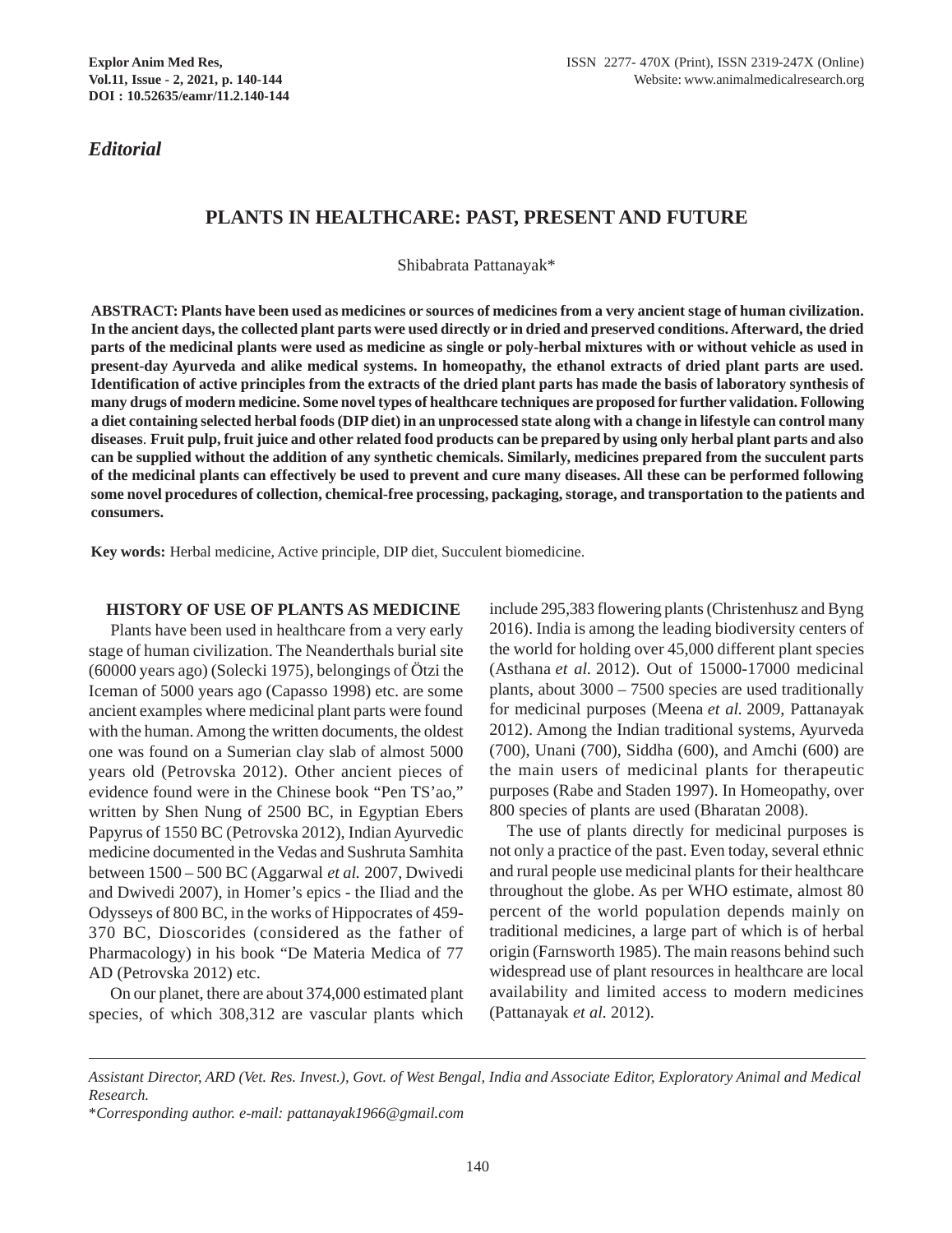*Editorial*

# PLANTS IN HEALTHCARE: PAST, PRESENT AND FUTURE

Shibabrata Pattanayak*

**ABSTRACT: Plants have been used as medicines or sources of medicines from a very ancient stage of human civilization. In the ancient days, the collected plant parts were used directly or in dried and preserved conditions. Afterward, the dried parts of the medicinal plants were used as medicine as single or poly-herbal mixtures with or without vehicle as used in present-day Ayurveda and alike medical systems. In homeopathy, the ethanol extracts of dried plant parts are used. Identification of active principles from the extracts of the dried plant parts has made the basis of laboratory synthesis of many drugs of modern medicine. Some novel types of healthcare techniques are proposed for further validation. Following a diet containing selected herbal foods (DIP diet) in an unprocessed state along with a change in lifestyle can control many diseases. Fruit pulp, fruit juice and other related food products can be prepared by using only herbal plant parts and also can be supplied without the addition of any synthetic chemicals. Similarly, medicines prepared from the succulent parts of the medicinal plants can effectively be used to prevent and cure many diseases. All these can be performed following some novel procedures of collection, chemical-free processing, packaging, storage, and transportation to the patients and consumers.**

**Key words:** Herbal medicine, Active principle, DIP diet, Succulent biomedicine.

## HISTORY OF USE OF PLANTS AS MEDICINE

Plants have been used in healthcare from a very early stage of human civilization. The Neanderthals burial site (60000 years ago) (Solecki 1975), belongings of Ötzi the Iceman of 5000 years ago (Capasso 1998) etc. are some ancient examples where medicinal plant parts were found with the human. Among the written documents, the oldest one was found on a Sumerian clay slab of almost 5000 years old (Petrovska 2012). Other ancient pieces of evidence found were in the Chinese book "Pen TS'ao," written by Shen Nung of 2500 BC (Petrovska 2012), in Egyptian Ebers Papyrus of 1550 BC (Petrovska 2012), Indian Ayurvedic medicine documented in the Vedas and Sushruta Samhita between 1500 – 500 BC (Aggarwal *et al.* 2007, Dwivedi and Dwivedi 2007), in Homer's epics - the Iliad and the Odysseys of 800 BC, in the works of Hippocrates of 459-370 BC, Dioscorides (considered as the father of Pharmacology) in his book "De Materia Medica of 77 AD (Petrovska 2012) etc.

On our planet, there are about 374,000 estimated plant species, of which 308,312 are vascular plants which include 295,383 flowering plants (Christenhusz and Byng 2016). India is among the leading biodiversity centers of the world for holding over 45,000 different plant species (Asthana *et al.* 2012). Out of 15000-17000 medicinal plants, about 3000 – 7500 species are used traditionally for medicinal purposes (Meena *et al.* 2009, Pattanayak 2012). Among the Indian traditional systems, Ayurveda (700), Unani (700), Siddha (600), and Amchi (600) are the main users of medicinal plants for therapeutic purposes (Rabe and Staden 1997). In Homeopathy, over 800 species of plants are used (Bharatan 2008).

The use of plants directly for medicinal purposes is not only a practice of the past. Even today, several ethnic and rural people use medicinal plants for their healthcare throughout the globe. As per WHO estimate, almost 80 percent of the world population depends mainly on traditional medicines, a large part of which is of herbal origin (Farnsworth 1985). The main reasons behind such widespread use of plant resources in healthcare are local availability and limited access to modern medicines (Pattanayak *et al.* 2012).

---

*Assistant Director, ARD (Vet. Res. Invest.), Govt. of West Bengal, India and Associate Editor, Exploratory Animal and Medical Research.*

*\*Corresponding author. e-mail: pattanayak1966@gmail.com*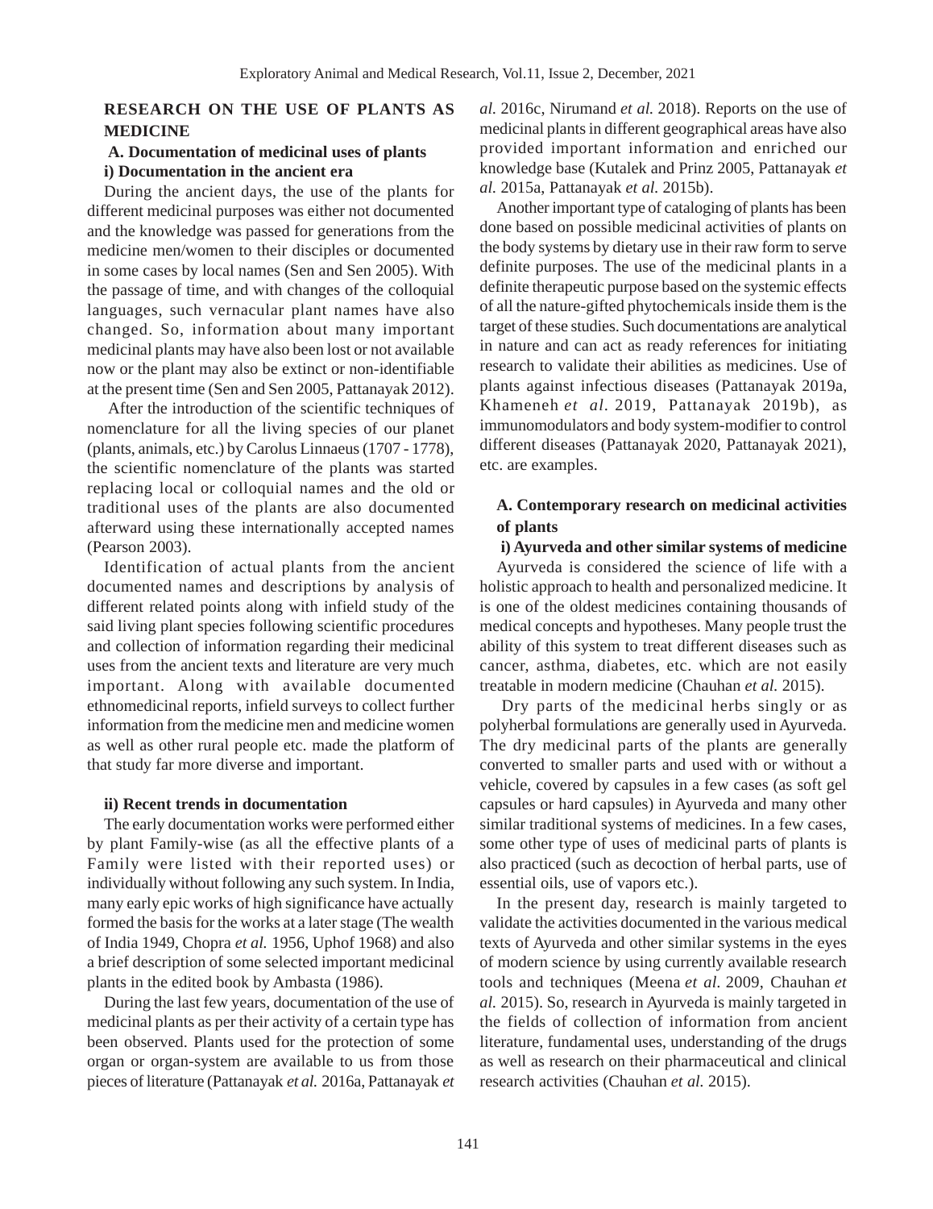## RESEARCH ON THE USE OF PLANTS AS MEDICINE

### A. Documentation of medicinal uses of plants

#### i) Documentation in the ancient era

During the ancient days, the use of the plants for different medicinal purposes was either not documented and the knowledge was passed for generations from the medicine men/women to their disciples or documented in some cases by local names (Sen and Sen 2005). With the passage of time, and with changes of the colloquial languages, such vernacular plant names have also changed. So, information about many important medicinal plants may have also been lost or not available now or the plant may also be extinct or non-identifiable at the present time (Sen and Sen 2005, Pattanayak 2012).

After the introduction of the scientific techniques of nomenclature for all the living species of our planet (plants, animals, etc.) by Carolus Linnaeus (1707 - 1778), the scientific nomenclature of the plants was started replacing local or colloquial names and the old or traditional uses of the plants are also documented afterward using these internationally accepted names (Pearson 2003).

Identification of actual plants from the ancient documented names and descriptions by analysis of different related points along with infield study of the said living plant species following scientific procedures and collection of information regarding their medicinal uses from the ancient texts and literature are very much important. Along with available documented ethnomedicinal reports, infield surveys to collect further information from the medicine men and medicine women as well as other rural people etc. made the platform of that study far more diverse and important.

#### ii) Recent trends in documentation

The early documentation works were performed either by plant Family-wise (as all the effective plants of a Family were listed with their reported uses) or individually without following any such system. In India, many early epic works of high significance have actually formed the basis for the works at a later stage (The wealth of India 1949, Chopra *et al.* 1956, Uphof 1968) and also a brief description of some selected important medicinal plants in the edited book by Ambasta (1986).

During the last few years, documentation of the use of medicinal plants as per their activity of a certain type has been observed. Plants used for the protection of some organ or organ-system are available to us from those pieces of literature (Pattanayak *et al.* 2016a, Pattanayak *et al.* 2016c, Nirumand *et al.* 2018). Reports on the use of medicinal plants in different geographical areas have also provided important information and enriched our knowledge base (Kutalek and Prinz 2005, Pattanayak *et al.* 2015a, Pattanayak *et al.* 2015b).

Another important type of cataloging of plants has been done based on possible medicinal activities of plants on the body systems by dietary use in their raw form to serve definite purposes. The use of the medicinal plants in a definite therapeutic purpose based on the systemic effects of all the nature-gifted phytochemicals inside them is the target of these studies. Such documentations are analytical in nature and can act as ready references for initiating research to validate their abilities as medicines. Use of plants against infectious diseases (Pattanayak 2019a, Khameneh *et al.* 2019, Pattanayak 2019b), as immunomodulators and body system-modifier to control different diseases (Pattanayak 2020, Pattanayak 2021), etc. are examples.

### A. Contemporary research on medicinal activities of plants

#### i) Ayurveda and other similar systems of medicine

Ayurveda is considered the science of life with a holistic approach to health and personalized medicine. It is one of the oldest medicines containing thousands of medical concepts and hypotheses. Many people trust the ability of this system to treat different diseases such as cancer, asthma, diabetes, etc. which are not easily treatable in modern medicine (Chauhan *et al.* 2015).

Dry parts of the medicinal herbs singly or as polyherbal formulations are generally used in Ayurveda. The dry medicinal parts of the plants are generally converted to smaller parts and used with or without a vehicle, covered by capsules in a few cases (as soft gel capsules or hard capsules) in Ayurveda and many other similar traditional systems of medicines. In a few cases, some other type of uses of medicinal parts of plants is also practiced (such as decoction of herbal parts, use of essential oils, use of vapors etc.).

In the present day, research is mainly targeted to validate the activities documented in the various medical texts of Ayurveda and other similar systems in the eyes of modern science by using currently available research tools and techniques (Meena *et al*. 2009, Chauhan *et al.* 2015). So, research in Ayurveda is mainly targeted in the fields of collection of information from ancient literature, fundamental uses, understanding of the drugs as well as research on their pharmaceutical and clinical research activities (Chauhan *et al.* 2015).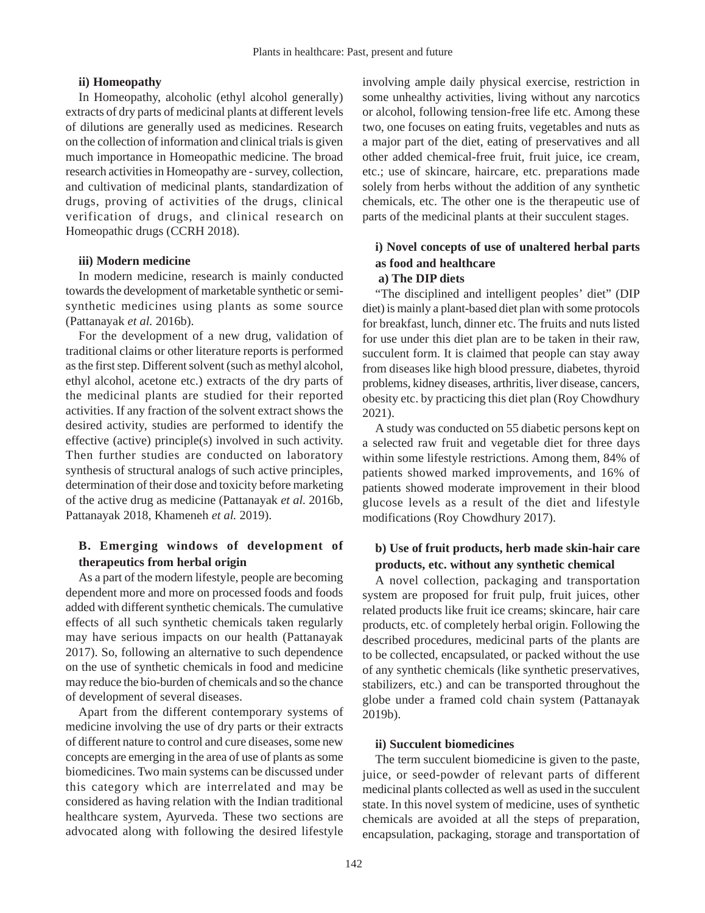#### ii) Homeopathy

In Homeopathy, alcoholic (ethyl alcohol generally) extracts of dry parts of medicinal plants at different levels of dilutions are generally used as medicines. Research on the collection of information and clinical trials is given much importance in Homeopathic medicine. The broad research activities in Homeopathy are - survey, collection, and cultivation of medicinal plants, standardization of drugs, proving of activities of the drugs, clinical verification of drugs, and clinical research on Homeopathic drugs (CCRH 2018).

#### iii) Modern medicine

In modern medicine, research is mainly conducted towards the development of marketable synthetic or semi-synthetic medicines using plants as some source (Pattanayak *et al.* 2016b).

For the development of a new drug, validation of traditional claims or other literature reports is performed as the first step. Different solvent (such as methyl alcohol, ethyl alcohol, acetone etc.) extracts of the dry parts of the medicinal plants are studied for their reported activities. If any fraction of the solvent extract shows the desired activity, studies are performed to identify the effective (active) principle(s) involved in such activity. Then further studies are conducted on laboratory synthesis of structural analogs of such active principles, determination of their dose and toxicity before marketing of the active drug as medicine (Pattanayak *et al.* 2016b, Pattanayak 2018, Khameneh *et al.* 2019).

### B. Emerging windows of development of therapeutics from herbal origin

As a part of the modern lifestyle, people are becoming dependent more and more on processed foods and foods added with different synthetic chemicals. The cumulative effects of all such synthetic chemicals taken regularly may have serious impacts on our health (Pattanayak 2017). So, following an alternative to such dependence on the use of synthetic chemicals in food and medicine may reduce the bio-burden of chemicals and so the chance of development of several diseases.

Apart from the different contemporary systems of medicine involving the use of dry parts or their extracts of different nature to control and cure diseases, some new concepts are emerging in the area of use of plants as some biomedicines. Two main systems can be discussed under this category which are interrelated and may be considered as having relation with the Indian traditional healthcare system, Ayurveda. These two sections are advocated along with following the desired lifestyle involving ample daily physical exercise, restriction in some unhealthy activities, living without any narcotics or alcohol, following tension-free life etc. Among these two, one focuses on eating fruits, vegetables and nuts as a major part of the diet, eating of preservatives and all other added chemical-free fruit, fruit juice, ice cream, etc.; use of skincare, haircare, etc. preparations made solely from herbs without the addition of any synthetic chemicals, etc. The other one is the therapeutic use of parts of the medicinal plants at their succulent stages.

#### i) Novel concepts of use of unaltered herbal parts as food and healthcare

##### a) The DIP diets

"The disciplined and intelligent peoples' diet" (DIP diet) is mainly a plant-based diet plan with some protocols for breakfast, lunch, dinner etc. The fruits and nuts listed for use under this diet plan are to be taken in their raw, succulent form. It is claimed that people can stay away from diseases like high blood pressure, diabetes, thyroid problems, kidney diseases, arthritis, liver disease, cancers, obesity etc. by practicing this diet plan (Roy Chowdhury 2021).

A study was conducted on 55 diabetic persons kept on a selected raw fruit and vegetable diet for three days within some lifestyle restrictions. Among them, 84% of patients showed marked improvements, and 16% of patients showed moderate improvement in their blood glucose levels as a result of the diet and lifestyle modifications (Roy Chowdhury 2017).

##### b) Use of fruit products, herb made skin-hair care products, etc. without any synthetic chemical

A novel collection, packaging and transportation system are proposed for fruit pulp, fruit juices, other related products like fruit ice creams; skincare, hair care products, etc. of completely herbal origin. Following the described procedures, medicinal parts of the plants are to be collected, encapsulated, or packed without the use of any synthetic chemicals (like synthetic preservatives, stabilizers, etc.) and can be transported throughout the globe under a framed cold chain system (Pattanayak 2019b).

#### ii) Succulent biomedicines

The term succulent biomedicine is given to the paste, juice, or seed-powder of relevant parts of different medicinal plants collected as well as used in the succulent state. In this novel system of medicine, uses of synthetic chemicals are avoided at all the steps of preparation, encapsulation, packaging, storage and transportation of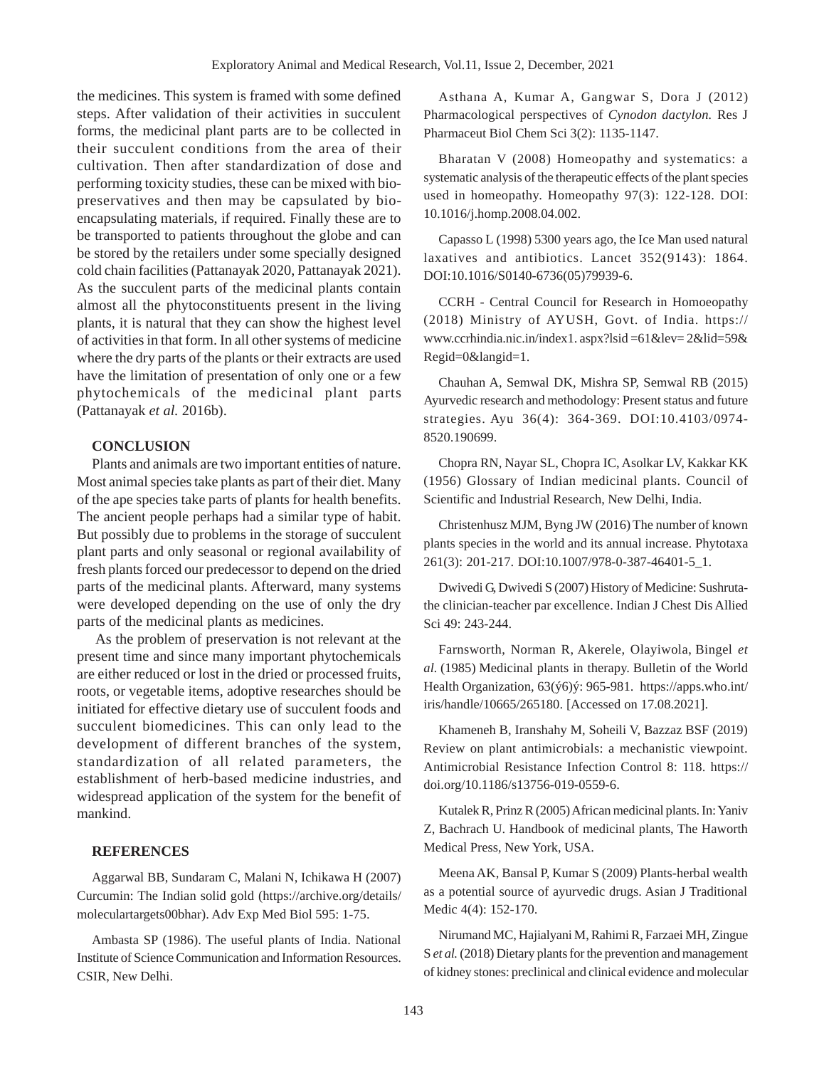the medicines. This system is framed with some defined steps. After validation of their activities in succulent forms, the medicinal plant parts are to be collected in their succulent conditions from the area of their cultivation. Then after standardization of dose and performing toxicity studies, these can be mixed with bio-preservatives and then may be capsulated by bio-encapsulating materials, if required. Finally these are to be transported to patients throughout the globe and can be stored by the retailers under some specially designed cold chain facilities (Pattanayak 2020, Pattanayak 2021). As the succulent parts of the medicinal plants contain almost all the phytoconstituents present in the living plants, it is natural that they can show the highest level of activities in that form. In all other systems of medicine where the dry parts of the plants or their extracts are used have the limitation of presentation of only one or a few phytochemicals of the medicinal plant parts (Pattanayak *et al.* 2016b).

## CONCLUSION

Plants and animals are two important entities of nature. Most animal species take plants as part of their diet. Many of the ape species take parts of plants for health benefits. The ancient people perhaps had a similar type of habit. But possibly due to problems in the storage of succulent plant parts and only seasonal or regional availability of fresh plants forced our predecessor to depend on the dried parts of the medicinal plants. Afterward, many systems were developed depending on the use of only the dry parts of the medicinal plants as medicines.

As the problem of preservation is not relevant at the present time and since many important phytochemicals are either reduced or lost in the dried or processed fruits, roots, or vegetable items, adoptive researches should be initiated for effective dietary use of succulent foods and succulent biomedicines. This can only lead to the development of different branches of the system, standardization of all related parameters, the establishment of herb-based medicine industries, and widespread application of the system for the benefit of mankind.

## REFERENCES

Aggarwal BB, Sundaram C, Malani N, Ichikawa H (2007) Curcumin: The Indian solid gold (https://archive.org/details/moleculartargets00bhar). Adv Exp Med Biol 595: 1-75.

Ambasta SP (1986). The useful plants of India. National Institute of Science Communication and Information Resources. CSIR, New Delhi.

Asthana A, Kumar A, Gangwar S, Dora J (2012) Pharmacological perspectives of *Cynodon dactylon.* Res J Pharmaceut Biol Chem Sci 3(2): 1135-1147.

Bharatan V (2008) Homeopathy and systematics: a systematic analysis of the therapeutic effects of the plant species used in homeopathy. Homeopathy 97(3): 122-128. DOI: 10.1016/j.homp.2008.04.002.

Capasso L (1998) 5300 years ago, the Ice Man used natural laxatives and antibiotics. Lancet 352(9143): 1864. DOI:10.1016/S0140-6736(05)79939-6.

CCRH - Central Council for Research in Homoeopathy (2018) Ministry of AYUSH, Govt. of India. https://www.ccrhindia.nic.in/index1. aspx?lsid =61&lev= 2&lid=59&Regid=0&langid=1.

Chauhan A, Semwal DK, Mishra SP, Semwal RB (2015) Ayurvedic research and methodology: Present status and future strategies. Ayu 36(4): 364-369. DOI:10.4103/0974-8520.190699.

Chopra RN, Nayar SL, Chopra IC, Asolkar LV, Kakkar KK (1956) Glossary of Indian medicinal plants. Council of Scientific and Industrial Research, New Delhi, India.

Christenhusz MJM, Byng JW (2016) The number of known plants species in the world and its annual increase. Phytotaxa 261(3): 201-217. DOI:10.1007/978-0-387-46401-5_1.

Dwivedi G, Dwivedi S (2007) History of Medicine: Sushruta-the clinician-teacher par excellence. Indian J Chest Dis Allied Sci 49: 243-244.

Farnsworth, Norman R, Akerele, Olayiwola, Bingel *et al.* (1985) Medicinal plants in therapy. Bulletin of the World Health Organization, 63(ý6)ý: 965-981. https://apps.who.int/iris/handle/10665/265180. [Accessed on 17.08.2021].

Khameneh B, Iranshahy M, Soheili V, Bazzaz BSF (2019) Review on plant antimicrobials: a mechanistic viewpoint. Antimicrobial Resistance Infection Control 8: 118. https://doi.org/10.1186/s13756-019-0559-6.

Kutalek R, Prinz R (2005) African medicinal plants. In: Yaniv Z, Bachrach U. Handbook of medicinal plants, The Haworth Medical Press, New York, USA.

Meena AK, Bansal P, Kumar S (2009) Plants-herbal wealth as a potential source of ayurvedic drugs. Asian J Traditional Medic 4(4): 152-170.

Nirumand MC, Hajialyani M, Rahimi R, Farzaei MH, Zingue S *et al.* (2018) Dietary plants for the prevention and management of kidney stones: preclinical and clinical evidence and molecular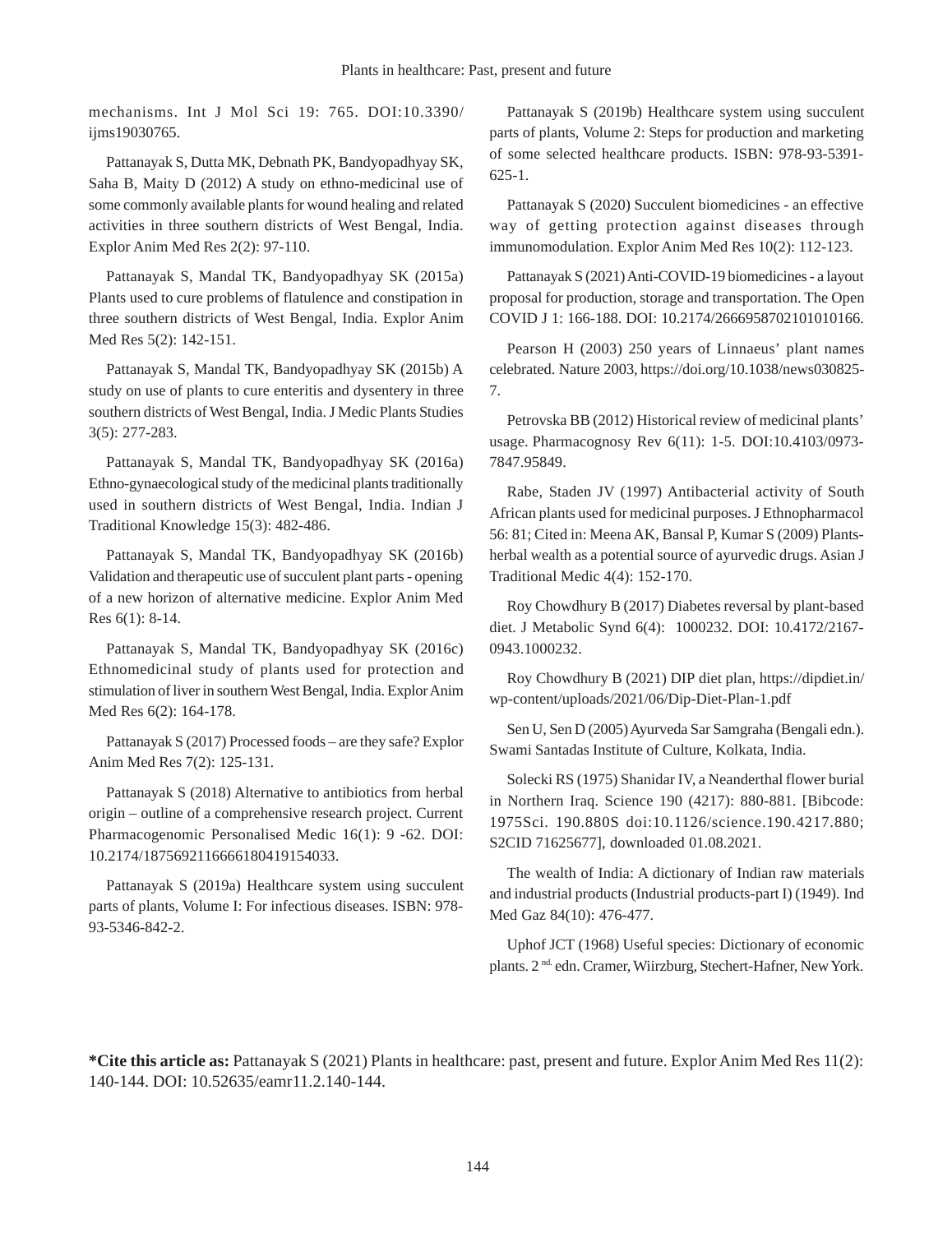mechanisms. Int J Mol Sci 19: 765. DOI:10.3390/ijms19030765.

Pattanayak S, Dutta MK, Debnath PK, Bandyopadhyay SK, Saha B, Maity D (2012) A study on ethno-medicinal use of some commonly available plants for wound healing and related activities in three southern districts of West Bengal, India. Explor Anim Med Res 2(2): 97-110.

Pattanayak S, Mandal TK, Bandyopadhyay SK (2015a) Plants used to cure problems of flatulence and constipation in three southern districts of West Bengal, India. Explor Anim Med Res 5(2): 142-151.

Pattanayak S, Mandal TK, Bandyopadhyay SK (2015b) A study on use of plants to cure enteritis and dysentery in three southern districts of West Bengal, India. J Medic Plants Studies 3(5): 277-283.

Pattanayak S, Mandal TK, Bandyopadhyay SK (2016a) Ethno-gynaecological study of the medicinal plants traditionally used in southern districts of West Bengal, India. Indian J Traditional Knowledge 15(3): 482-486.

Pattanayak S, Mandal TK, Bandyopadhyay SK (2016b) Validation and therapeutic use of succulent plant parts - opening of a new horizon of alternative medicine. Explor Anim Med Res 6(1): 8-14.

Pattanayak S, Mandal TK, Bandyopadhyay SK (2016c) Ethnomedicinal study of plants used for protection and stimulation of liver in southern West Bengal, India. Explor Anim Med Res 6(2): 164-178.

Pattanayak S (2017) Processed foods – are they safe? Explor Anim Med Res 7(2): 125-131.

Pattanayak S (2018) Alternative to antibiotics from herbal origin – outline of a comprehensive research project. Current Pharmacogenomic Personalised Medic 16(1): 9 -62. DOI: 10.2174/1875692116666180419154033.

Pattanayak S (2019a) Healthcare system using succulent parts of plants, Volume I: For infectious diseases. ISBN: 978-93-5346-842-2.

Pattanayak S (2019b) Healthcare system using succulent parts of plants, Volume 2: Steps for production and marketing of some selected healthcare products. ISBN: 978-93-5391-625-1.

Pattanayak S (2020) Succulent biomedicines - an effective way of getting protection against diseases through immunomodulation. Explor Anim Med Res 10(2): 112-123.

Pattanayak S (2021) Anti-COVID-19 biomedicines - a layout proposal for production, storage and transportation. The Open COVID J 1: 166-188. DOI: 10.2174/2666958702101010166.

Pearson H (2003) 250 years of Linnaeus' plant names celebrated. Nature 2003, https://doi.org/10.1038/news030825-7.

Petrovska BB (2012) Historical review of medicinal plants' usage. Pharmacognosy Rev 6(11): 1-5. DOI:10.4103/0973-7847.95849.

Rabe, Staden JV (1997) Antibacterial activity of South African plants used for medicinal purposes. J Ethnopharmacol 56: 81; Cited in: Meena AK, Bansal P, Kumar S (2009) Plants-herbal wealth as a potential source of ayurvedic drugs. Asian J Traditional Medic 4(4): 152-170.

Roy Chowdhury B (2017) Diabetes reversal by plant-based diet. J Metabolic Synd 6(4): 1000232. DOI: 10.4172/2167-0943.1000232.

Roy Chowdhury B (2021) DIP diet plan, https://dipdiet.in/wp-content/uploads/2021/06/Dip-Diet-Plan-1.pdf

Sen U, Sen D (2005) Ayurveda Sar Samgraha (Bengali edn.). Swami Santadas Institute of Culture, Kolkata, India.

Solecki RS (1975) Shanidar IV, a Neanderthal flower burial in Northern Iraq. Science 190 (4217): 880-881. [Bibcode: 1975Sci. 190.880S doi:10.1126/science.190.4217.880; S2CID 71625677], downloaded 01.08.2021.

The wealth of India: A dictionary of Indian raw materials and industrial products (Industrial products-part I) (1949). Ind Med Gaz 84(10): 476-477.

Uphof JCT (1968) Useful species: Dictionary of economic plants. 2[nd.] edn. Cramer, Wiirzburg, Stechert-Hafner, New York.

**\*Cite this article as:** Pattanayak S (2021) Plants in healthcare: past, present and future. Explor Anim Med Res 11(2): 140-144. DOI: 10.52635/eamr11.2.140-144.